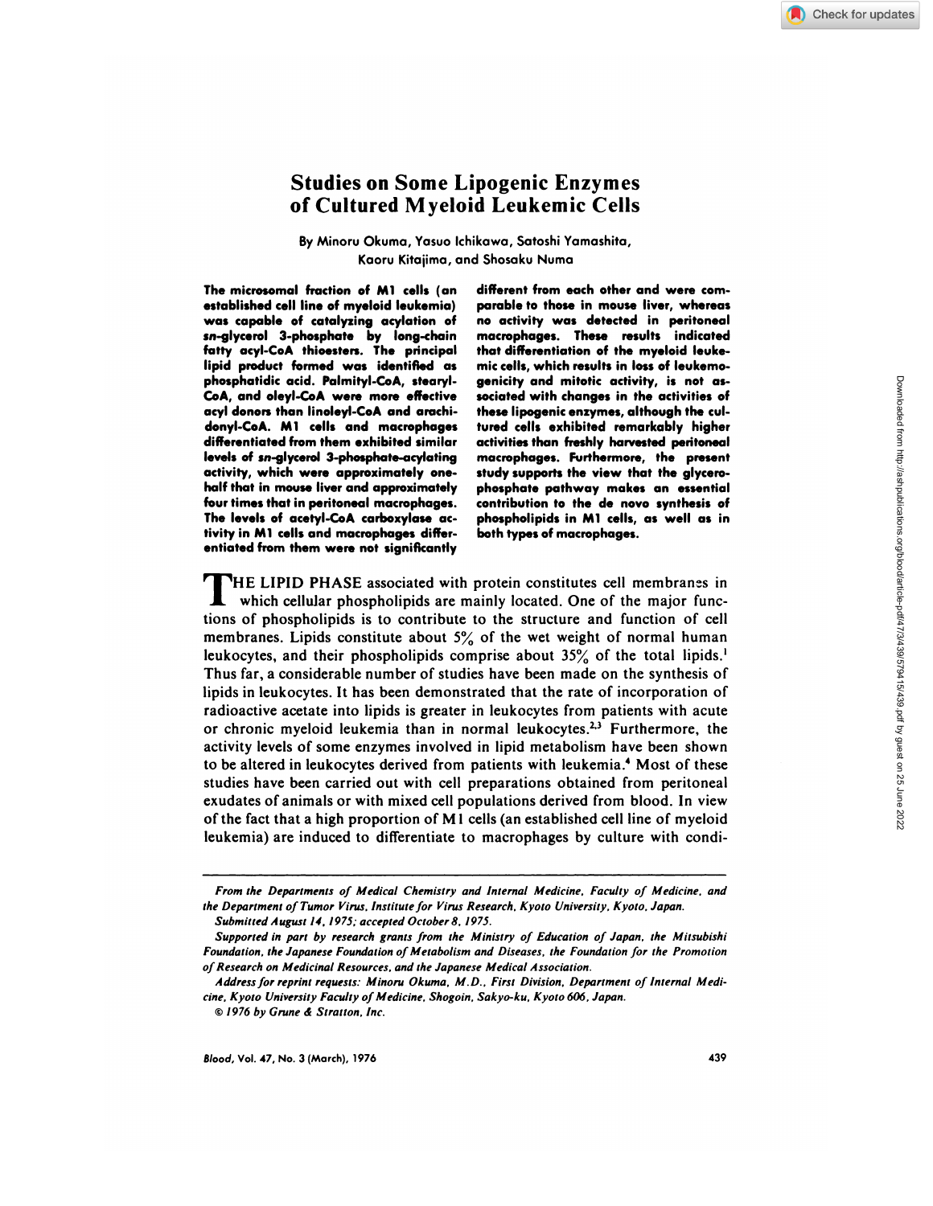# Studies on Some Lipogenic Enzymes of Cultured Myeloid Leukemic Cells

By Minoru Okuma, Yasuo Ichikawa, Satoshi Yamashita, Kaoru Kitajima, and Shosaku Numa

**The microsomal fraction of M1 cells (an established cell line of myeloid leukemia) was capable of catalyzing acylation of *sn*-glycerol 3-phosphate by long-chain fatty acyl-CoA thioesters. The principal lipid product formed was identified as phosphatidic acid. Palmityl-CoA, stearyl-CoA, and oleyl-CoA were more effective acyl donors than linoleyl-CoA and arachidonyl-CoA. M1 cells and macrophages differentiated from them exhibited similar levels of *sn*-glycerol 3-phosphate-acylating activity, which were approximately one-half that in mouse liver and approximately four times that in peritoneal macrophages. The levels of acetyl-CoA carboxylase activity in M1 cells and macrophages differentiated from them were not significantly different from each other and were comparable to those in mouse liver, whereas no activity was detected in peritoneal macrophages. These results indicated that differentiation of the myeloid leukemic cells, which results in loss of leukemogenicity and mitotic activity, is not associated with changes in the activities of these lipogenic enzymes, although the cultured cells exhibited remarkably higher activities than freshly harvested peritoneal macrophages. Furthermore, the present study supports the view that the glycerophosphate pathway makes an essential contribution to the de novo synthesis of phospholipids in M1 cells, as well as in both types of macrophages.**

THE LIPID PHASE associated with protein constitutes cell membranes in which cellular phospholipids are mainly located. One of the major functions of phospholipids is to contribute to the structure and function of cell membranes. Lipids constitute about 5% of the wet weight of normal human leukocytes, and their phospholipids comprise about 35% of the total lipids.[1] Thus far, a considerable number of studies have been made on the synthesis of lipids in leukocytes. It has been demonstrated that the rate of incorporation of radioactive acetate into lipids is greater in leukocytes from patients with acute or chronic myeloid leukemia than in normal leukocytes.[2,3] Furthermore, the activity levels of some enzymes involved in lipid metabolism have been shown to be altered in leukocytes derived from patients with leukemia.[4] Most of these studies have been carried out with cell preparations obtained from peritoneal exudates of animals or with mixed cell populations derived from blood. In view of the fact that a high proportion of M1 cells (an established cell line of myeloid leukemia) are induced to differentiate to macrophages by culture with condi-

---

*From the Departments of Medical Chemistry and Internal Medicine, Faculty of Medicine, and the Department of Tumor Virus, Institute for Virus Research, Kyoto University, Kyoto, Japan.*

*Submitted August 14, 1975; accepted October 8, 1975.*

*Supported in part by research grants from the Ministry of Education of Japan, the Mitsubishi Foundation, the Japanese Foundation of Metabolism and Diseases, the Foundation for the Promotion of Research on Medicinal Resources, and the Japanese Medical Association.*

*Address for reprint requests: Minoru Okuma, M.D., First Division, Department of Internal Medicine, Kyoto University Faculty of Medicine, Shogoin, Sakyo-ku, Kyoto 606, Japan.*

*© 1976 by Grune & Stratton, Inc.*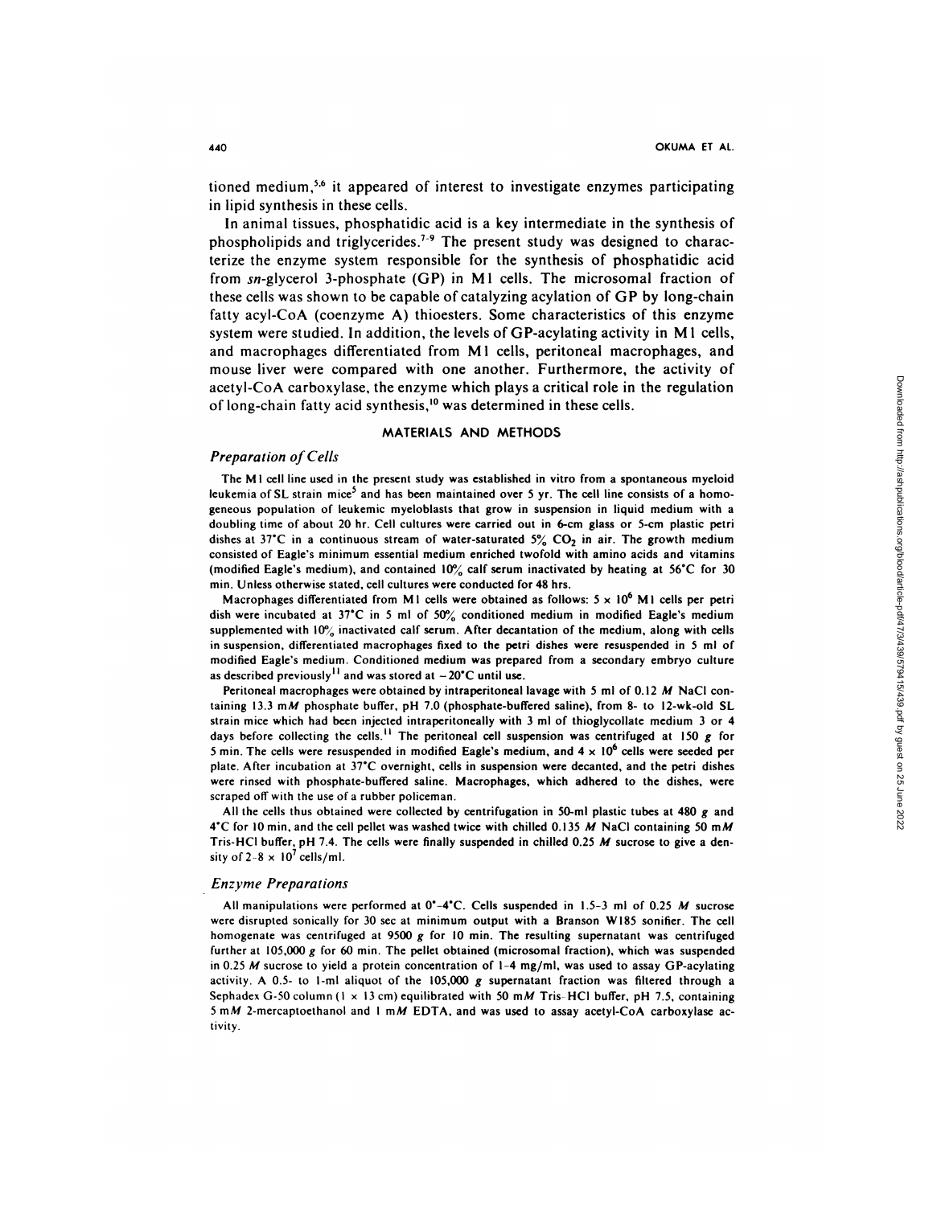tioned medium,[5,6] it appeared of interest to investigate enzymes participating in lipid synthesis in these cells.

In animal tissues, phosphatidic acid is a key intermediate in the synthesis of phospholipids and triglycerides.[7-9] The present study was designed to characterize the enzyme system responsible for the synthesis of phosphatidic acid from *sn*-glycerol 3-phosphate (GP) in M1 cells. The microsomal fraction of these cells was shown to be capable of catalyzing acylation of GP by long-chain fatty acyl-CoA (coenzyme A) thioesters. Some characteristics of this enzyme system were studied. In addition, the levels of GP-acylating activity in M1 cells, and macrophages differentiated from M1 cells, peritoneal macrophages, and mouse liver were compared with one another. Furthermore, the activity of acetyl-CoA carboxylase, the enzyme which plays a critical role in the regulation of long-chain fatty acid synthesis,[10] was determined in these cells.

## MATERIALS AND METHODS

### *Preparation of Cells*

The M1 cell line used in the present study was established in vitro from a spontaneous myeloid leukemia of SL strain mice[5] and has been maintained over 5 yr. The cell line consists of a homogeneous population of leukemic myeloblasts that grow in suspension in liquid medium with a doubling time of about 20 hr. Cell cultures were carried out in 6-cm glass or 5-cm plastic petri dishes at 37°C in a continuous stream of water-saturated 5% $CO_2$ in air. The growth medium consisted of Eagle's minimum essential medium enriched twofold with amino acids and vitamins (modified Eagle's medium), and contained 10% calf serum inactivated by heating at 56°C for 30 min. Unless otherwise stated, cell cultures were conducted for 48 hrs.

Macrophages differentiated from M1 cells were obtained as follows: $5 \times 10^6$ M1 cells per petri dish were incubated at 37°C in 5 ml of 50% conditioned medium in modified Eagle's medium supplemented with 10% inactivated calf serum. After decantation of the medium, along with cells in suspension, differentiated macrophages fixed to the petri dishes were resuspended in 5 ml of modified Eagle's medium. Conditioned medium was prepared from a secondary embryo culture as described previously[11] and was stored at −20°C until use.

Peritoneal macrophages were obtained by intraperitoneal lavage with 5 ml of 0.12 *M* NaCl containing 13.3 m*M* phosphate buffer, pH 7.0 (phosphate-buffered saline), from 8- to 12-wk-old SL strain mice which had been injected intraperitoneally with 3 ml of thioglycollate medium 3 or 4 days before collecting the cells.[11] The peritoneal cell suspension was centrifuged at 150 *g* for 5 min. The cells were resuspended in modified Eagle's medium, and $4 \times 10^6$ cells were seeded per plate. After incubation at 37°C overnight, cells in suspension were decanted, and the petri dishes were rinsed with phosphate-buffered saline. Macrophages, which adhered to the dishes, were scraped off with the use of a rubber policeman.

All the cells thus obtained were collected by centrifugation in 50-ml plastic tubes at 480 *g* and 4°C for 10 min, and the cell pellet was washed twice with chilled 0.135 *M* NaCl containing 50 m*M* Tris-HCl buffer, pH 7.4. The cells were finally suspended in chilled 0.25 *M* sucrose to give a density of $2\text{-}8 \times 10^7$ cells/ml.

### *Enzyme Preparations*

All manipulations were performed at 0°-4°C. Cells suspended in 1.5-3 ml of 0.25 *M* sucrose were disrupted sonically for 30 sec at minimum output with a Branson W185 sonifier. The cell homogenate was centrifuged at 9500 *g* for 10 min. The resulting supernatant was centrifuged further at 105,000 *g* for 60 min. The pellet obtained (microsomal fraction), which was suspended in 0.25 *M* sucrose to yield a protein concentration of 1-4 mg/ml, was used to assay GP-acylating activity. A 0.5- to 1-ml aliquot of the 105,000 *g* supernatant fraction was filtered through a Sephadex G-50 column (1 × 13 cm) equilibrated with 50 m*M* Tris-HCl buffer, pH 7.5, containing 5 m*M* 2-mercaptoethanol and 1 m*M* EDTA, and was used to assay acetyl-CoA carboxylase activity.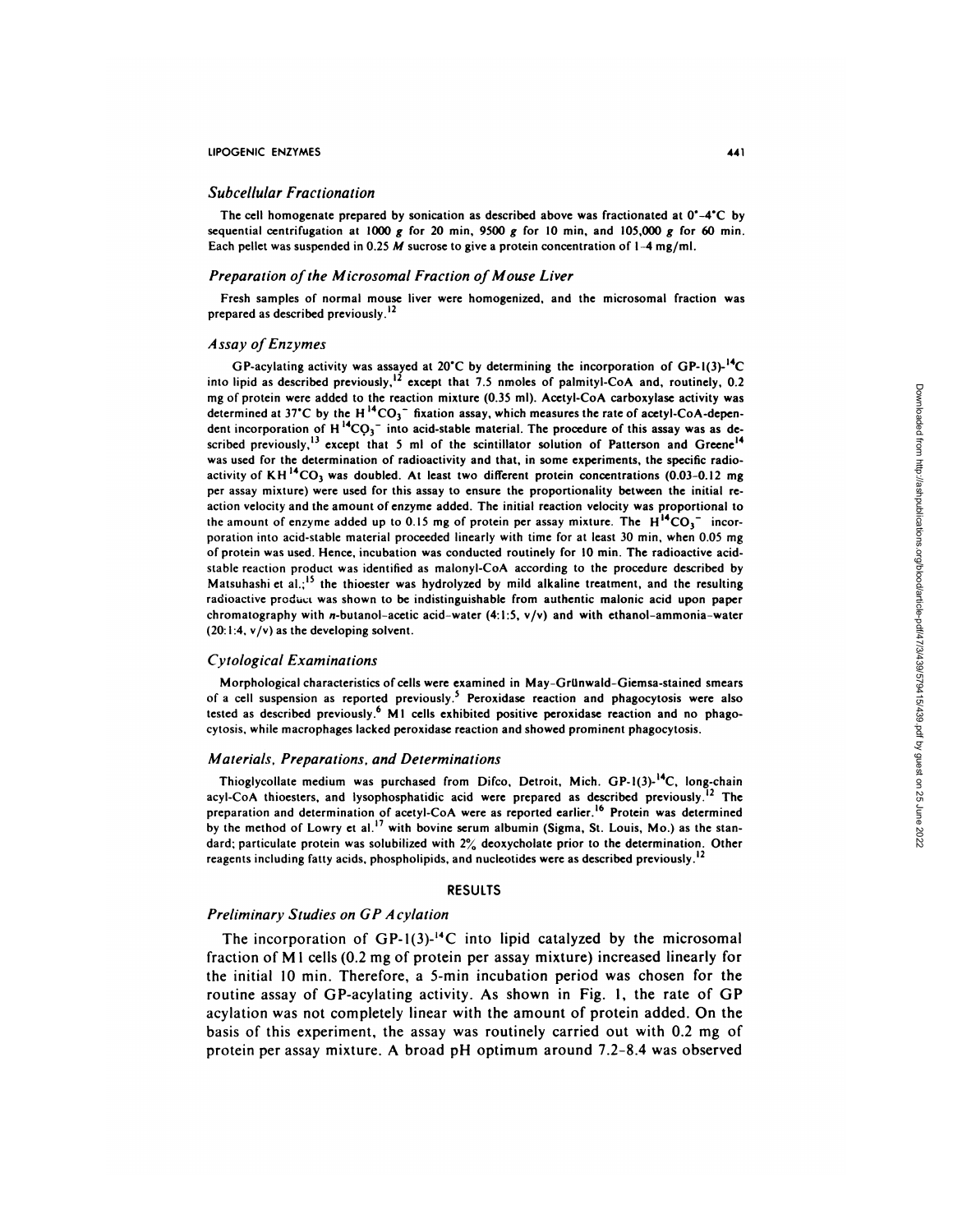### *Subcellular Fractionation*

The cell homogenate prepared by sonication as described above was fractionated at 0°–4°C by sequential centrifugation at 1000 *g* for 20 min, 9500 *g* for 10 min, and 105,000 *g* for 60 min. Each pellet was suspended in 0.25 *M* sucrose to give a protein concentration of 1–4 mg/ml.

### *Preparation of the Microsomal Fraction of Mouse Liver*

Fresh samples of normal mouse liver were homogenized, and the microsomal fraction was prepared as described previously.[12]

### *Assay of Enzymes*

GP-acylating activity was assayed at 20°C by determining the incorporation of GP-1(3)-$^{14}$C into lipid as described previously,[12] except that 7.5 nmoles of palmityl-CoA and, routinely, 0.2 mg of protein were added to the reaction mixture (0.35 ml). Acetyl-CoA carboxylase activity was determined at 37°C by the $H^{14}CO_3^-$ fixation assay, which measures the rate of acetyl-CoA-dependent incorporation of $H^{14}CO_3^-$ into acid-stable material. The procedure of this assay was as described previously,[13] except that 5 ml of the scintillator solution of Patterson and Greene[14] was used for the determination of radioactivity and that, in some experiments, the specific radioactivity of $KH^{14}CO_3$ was doubled. At least two different protein concentrations (0.03–0.12 mg per assay mixture) were used for this assay to ensure the proportionality between the initial reaction velocity and the amount of enzyme added. The initial reaction velocity was proportional to the amount of enzyme added up to 0.15 mg of protein per assay mixture. The $H^{14}CO_3^-$ incorporation into acid-stable material proceeded linearly with time for at least 30 min, when 0.05 mg of protein was used. Hence, incubation was conducted routinely for 10 min. The radioactive acid-stable reaction product was identified as malonyl-CoA according to the procedure described by Matsuhashi et al.;[15] the thioester was hydrolyzed by mild alkaline treatment, and the resulting radioactive product was shown to be indistinguishable from authentic malonic acid upon paper chromatography with *n*-butanol–acetic acid–water (4:1:5, v/v) and with ethanol–ammonia–water (20:1:4, v/v) as the developing solvent.

### *Cytological Examinations*

Morphological characteristics of cells were examined in May-Grünwald-Giemsa-stained smears of a cell suspension as reported previously.[5] Peroxidase reaction and phagocytosis were also tested as described previously.[6] M1 cells exhibited positive peroxidase reaction and no phagocytosis, while macrophages lacked peroxidase reaction and showed prominent phagocytosis.

### *Materials, Preparations, and Determinations*

Thioglycollate medium was purchased from Difco, Detroit, Mich. GP-1(3)-$^{14}$C, long-chain acyl-CoA thioesters, and lysophosphatidic acid were prepared as described previously.[12] The preparation and determination of acetyl-CoA were as reported earlier.[16] Protein was determined by the method of Lowry et al.[17] with bovine serum albumin (Sigma, St. Louis, Mo.) as the standard; particulate protein was solubilized with 2% deoxycholate prior to the determination. Other reagents including fatty acids, phospholipids, and nucleotides were as described previously.[12]

## RESULTS

### *Preliminary Studies on GP Acylation*

The incorporation of GP-1(3)-$^{14}$C into lipid catalyzed by the microsomal fraction of M1 cells (0.2 mg of protein per assay mixture) increased linearly for the initial 10 min. Therefore, a 5-min incubation period was chosen for the routine assay of GP-acylating activity. As shown in Fig. 1, the rate of GP acylation was not completely linear with the amount of protein added. On the basis of this experiment, the assay was routinely carried out with 0.2 mg of protein per assay mixture. A broad pH optimum around 7.2–8.4 was observed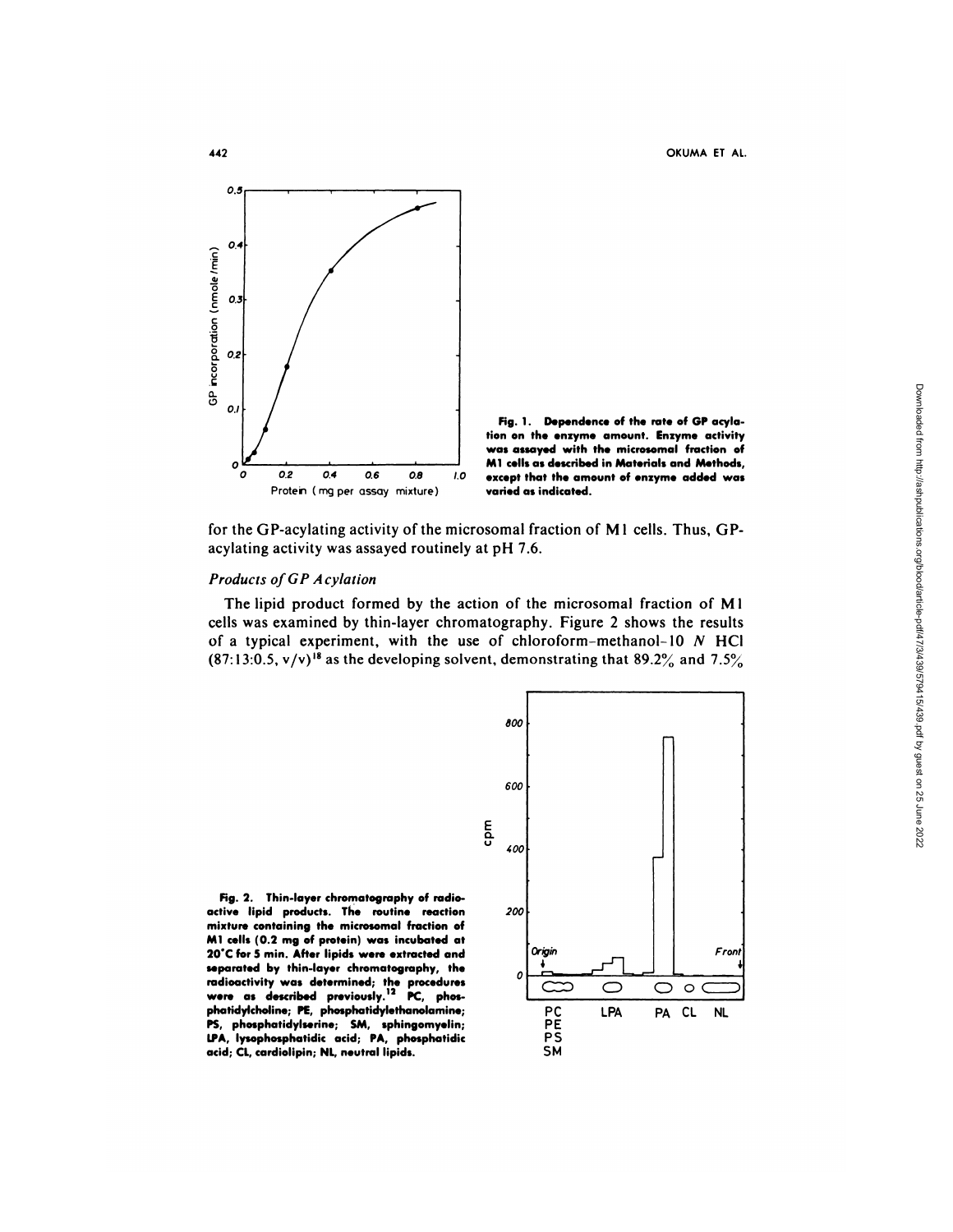Fig. 1. Dependence of the rate of GP acylation on the enzyme amount. Enzyme activity was assayed with the microsomal fraction of M1 cells as described in Materials and Methods, except that the amount of enzyme added was varied as indicated.

for the GP-acylating activity of the microsomal fraction of M1 cells. Thus, GP-acylating activity was assayed routinely at pH 7.6.

### *Products of GP Acylation*

The lipid product formed by the action of the microsomal fraction of M1 cells was examined by thin-layer chromatography. Figure 2 shows the results of a typical experiment, with the use of chloroform–methanol–10 $N$ HCl (87:13:0.5, v/v)[18] as the developing solvent, demonstrating that 89.2% and 7.5%

Fig. 2. Thin-layer chromatography of radioactive lipid products. The routine reaction mixture containing the microsomal fraction of M1 cells (0.2 mg of protein) was incubated at 20°C for 5 min. After lipids were extracted and separated by thin-layer chromatography, the radioactivity was determined; the procedures were as described previously.[12] PC, phosphatidylcholine; PE, phosphatidylethanolamine; PS, phosphatidylserine; SM, sphingomyelin; LPA, lysophosphatidic acid; PA, phosphatidic acid; CL, cardiolipin; NL, neutral lipids.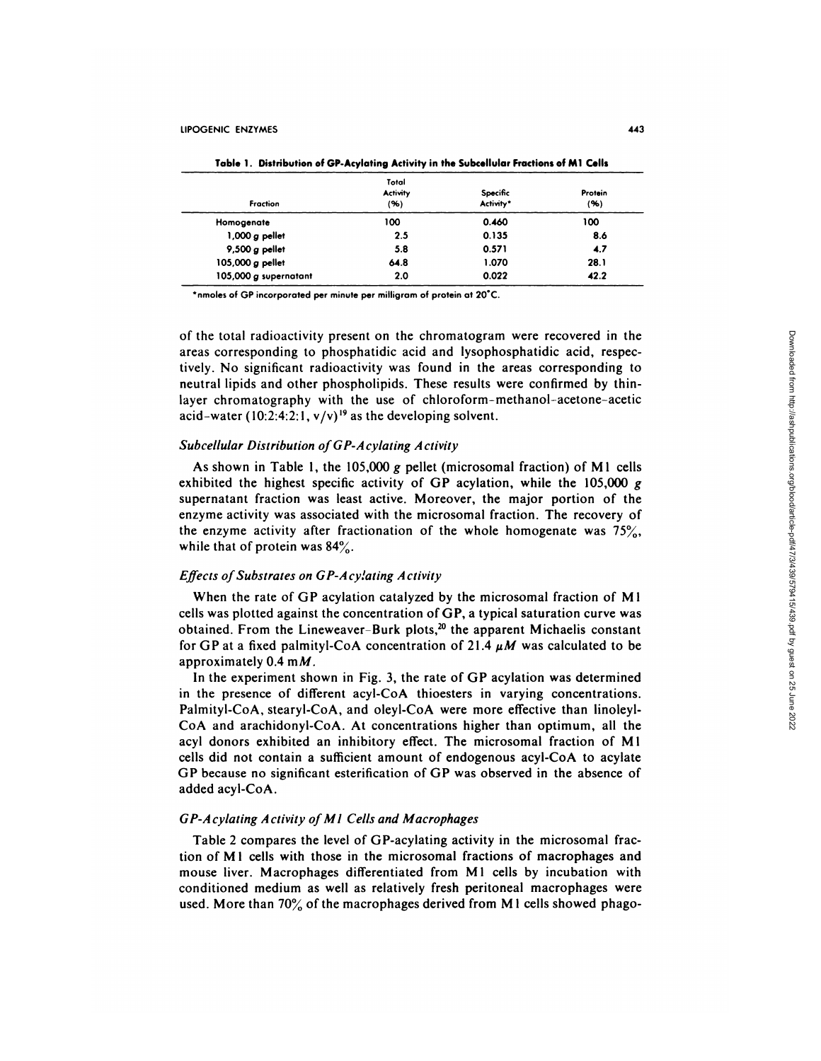**Table 1. Distribution of GP-Acylating Activity in the Subcellular Fractions of M1 Cells**

| Fraction | Total Activity (%) | Specific Activity* | Protein (%) |
|---|---|---|---|
| Homogenate | 100 | 0.460 | 100 |
| 1,000 *g* pellet | 2.5 | 0.135 | 8.6 |
| 9,500 *g* pellet | 5.8 | 0.571 | 4.7 |
| 105,000 *g* pellet | 64.8 | 1.070 | 28.1 |
| 105,000 *g* supernatant | 2.0 | 0.022 | 42.2 |

*nmoles of GP incorporated per minute per milligram of protein at 20°C.

of the total radioactivity present on the chromatogram were recovered in the areas corresponding to phosphatidic acid and lysophosphatidic acid, respectively. No significant radioactivity was found in the areas corresponding to neutral lipids and other phospholipids. These results were confirmed by thin-layer chromatography with the use of chloroform-methanol-acetone-acetic acid-water (10:2:4:2:1, v/v)[19] as the developing solvent.

### *Subcellular Distribution of GP-Acylating Activity*

As shown in Table 1, the 105,000 *g* pellet (microsomal fraction) of M1 cells exhibited the highest specific activity of GP acylation, while the 105,000 *g* supernatant fraction was least active. Moreover, the major portion of the enzyme activity was associated with the microsomal fraction. The recovery of the enzyme activity after fractionation of the whole homogenate was 75%, while that of protein was 84%.

### *Effects of Substrates on GP-Acylating Activity*

When the rate of GP acylation catalyzed by the microsomal fraction of M1 cells was plotted against the concentration of GP, a typical saturation curve was obtained. From the Lineweaver-Burk plots,[20] the apparent Michaelis constant for GP at a fixed palmityl-CoA concentration of 21.4 $\mu M$ was calculated to be approximately 0.4 m$M$.

In the experiment shown in Fig. 3, the rate of GP acylation was determined in the presence of different acyl-CoA thioesters in varying concentrations. Palmityl-CoA, stearyl-CoA, and oleyl-CoA were more effective than linoleyl-CoA and arachidonyl-CoA. At concentrations higher than optimum, all the acyl donors exhibited an inhibitory effect. The microsomal fraction of M1 cells did not contain a sufficient amount of endogenous acyl-CoA to acylate GP because no significant esterification of GP was observed in the absence of added acyl-CoA.

### *GP-Acylating Activity of M1 Cells and Macrophages*

Table 2 compares the level of GP-acylating activity in the microsomal fraction of M1 cells with those in the microsomal fractions of macrophages and mouse liver. Macrophages differentiated from M1 cells by incubation with conditioned medium as well as relatively fresh peritoneal macrophages were used. More than 70% of the macrophages derived from M1 cells showed phago-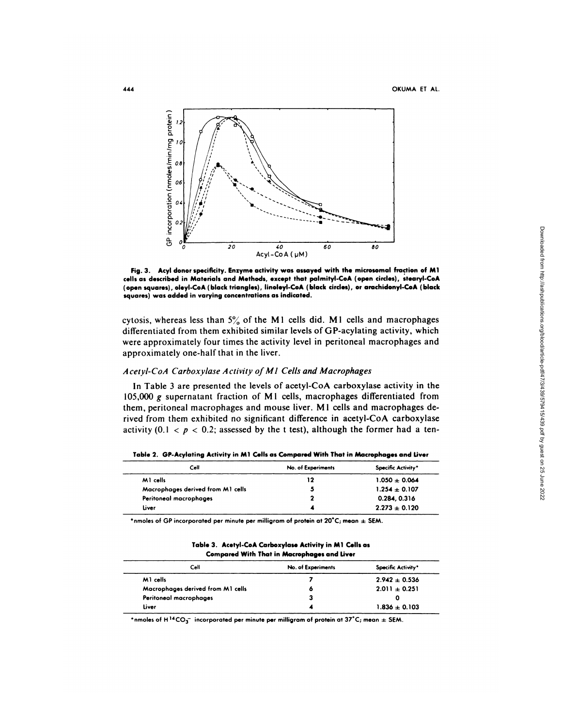Fig. 3. Acyl donor specificity. Enzyme activity was assayed with the microsomal fraction of M1 cells as described in Materials and Methods, except that palmityl-CoA (open circles), stearyl-CoA (open squares), oleyl-CoA (black triangles), linoleyl-CoA (black circles), or arachidonyl-CoA (black squares) was added in varying concentrations as indicated.

cytosis, whereas less than 5% of the M1 cells did. M1 cells and macrophages differentiated from them exhibited similar levels of GP-acylating activity, which were approximately four times the activity level in peritoneal macrophages and approximately one-half that in the liver.

### *Acetyl-CoA Carboxylase Activity of M1 Cells and Macrophages*

In Table 3 are presented the levels of acetyl-CoA carboxylase activity in the 105,000 *g* supernatant fraction of M1 cells, macrophages differentiated from them, peritoneal macrophages and mouse liver. M1 cells and macrophages derived from them exhibited no significant difference in acetyl-CoA carboxylase activity ($0.1 < p < 0.2$; assessed by the t test), although the former had a ten-

**Table 2. GP-Acylating Activity in M1 Cells as Compared With That in Macrophages and Liver**

| Cell | No. of Experiments | Specific Activity* |
|---|---|---|
| M1 cells | 12 | 1.050 ± 0.064 |
| Macrophages derived from M1 cells | 5 | 1.254 ± 0.107 |
| Peritoneal macrophages | 2 | 0.284, 0.316 |
| Liver | 4 | 2.273 ± 0.120 |

*nmoles of GP incorporated per minute per milligram of protein at 20°C; mean ± SEM.

**Table 3. Acetyl-CoA Carboxylase Activity in M1 Cells as Compared With That in Macrophages and Liver**

| Cell | No. of Experiments | Specific Activity* |
|---|---|---|
| M1 cells | 7 | 2.942 ± 0.536 |
| Macrophages derived from M1 cells | 6 | 2.011 ± 0.251 |
| Peritoneal macrophages | 3 | 0 |
| Liver | 4 | 1.836 ± 0.103 |

*nmoles of $H^{14}CO_3^-$ incorporated per minute per milligram of protein at 37°C; mean ± SEM.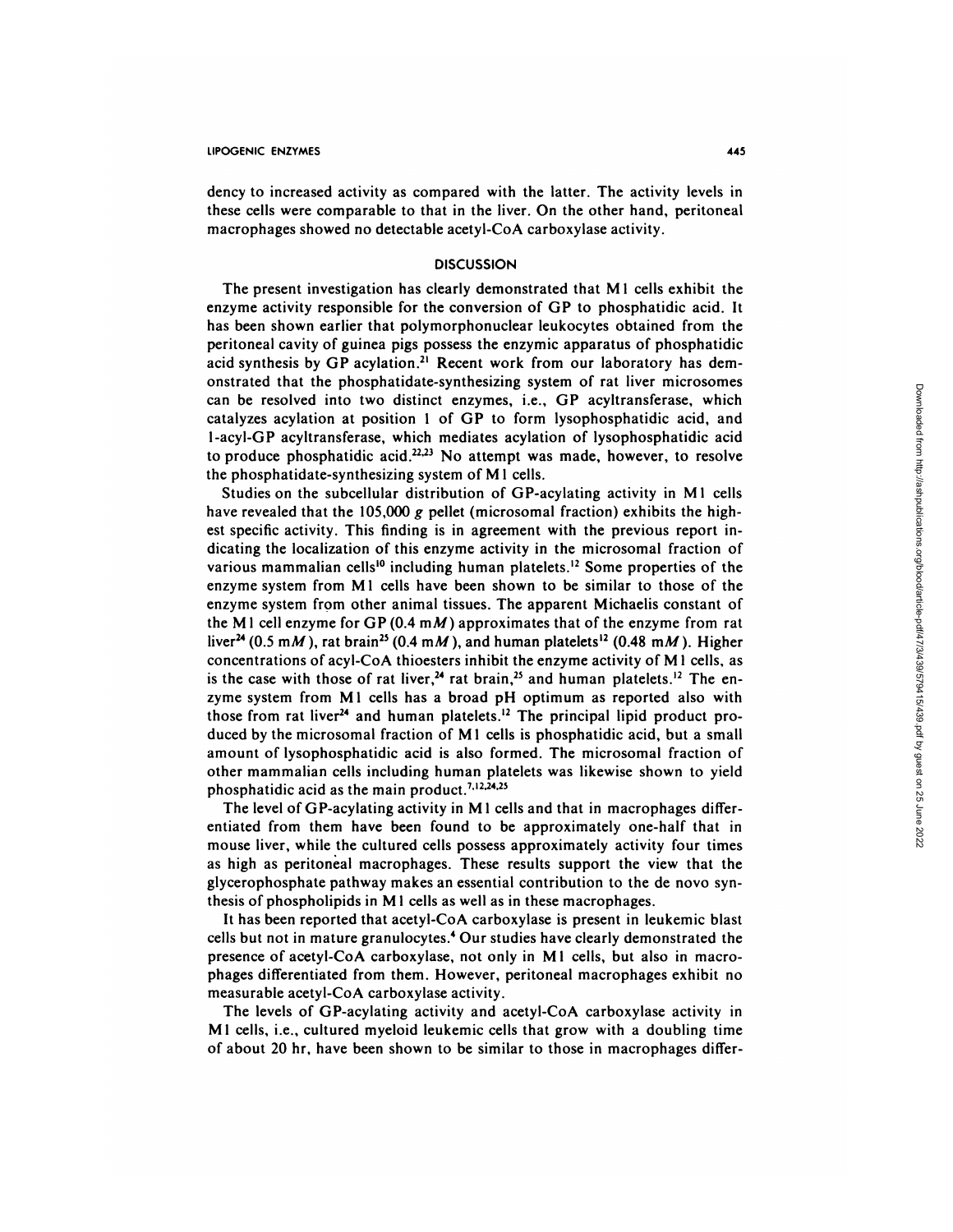dency to increased activity as compared with the latter. The activity levels in these cells were comparable to that in the liver. On the other hand, peritoneal macrophages showed no detectable acetyl-CoA carboxylase activity.

## DISCUSSION

The present investigation has clearly demonstrated that M1 cells exhibit the enzyme activity responsible for the conversion of GP to phosphatidic acid. It has been shown earlier that polymorphonuclear leukocytes obtained from the peritoneal cavity of guinea pigs possess the enzymic apparatus of phosphatidic acid synthesis by GP acylation.[21] Recent work from our laboratory has demonstrated that the phosphatidate-synthesizing system of rat liver microsomes can be resolved into two distinct enzymes, i.e., GP acyltransferase, which catalyzes acylation at position 1 of GP to form lysophosphatidic acid, and 1-acyl-GP acyltransferase, which mediates acylation of lysophosphatidic acid to produce phosphatidic acid.[22,23] No attempt was made, however, to resolve the phosphatidate-synthesizing system of M1 cells.

Studies on the subcellular distribution of GP-acylating activity in M1 cells have revealed that the 105,000 *g* pellet (microsomal fraction) exhibits the highest specific activity. This finding is in agreement with the previous report indicating the localization of this enzyme activity in the microsomal fraction of various mammalian cells[10] including human platelets.[12] Some properties of the enzyme system from M1 cells have been shown to be similar to those of the enzyme system from other animal tissues. The apparent Michaelis constant of the M1 cell enzyme for GP (0.4 m*M*) approximates that of the enzyme from rat liver[24] (0.5 m*M*), rat brain[25] (0.4 m*M*), and human platelets[12] (0.48 m*M*). Higher concentrations of acyl-CoA thioesters inhibit the enzyme activity of M1 cells, as is the case with those of rat liver,[24] rat brain,[25] and human platelets.[12] The enzyme system from M1 cells has a broad pH optimum as reported also with those from rat liver[24] and human platelets.[12] The principal lipid product produced by the microsomal fraction of M1 cells is phosphatidic acid, but a small amount of lysophosphatidic acid is also formed. The microsomal fraction of other mammalian cells including human platelets was likewise shown to yield phosphatidic acid as the main product.[7,12,24,25]

The level of GP-acylating activity in M1 cells and that in macrophages differentiated from them have been found to be approximately one-half that in mouse liver, while the cultured cells possess approximately activity four times as high as peritoneal macrophages. These results support the view that the glycerophosphate pathway makes an essential contribution to the de novo synthesis of phospholipids in M1 cells as well as in these macrophages.

It has been reported that acetyl-CoA carboxylase is present in leukemic blast cells but not in mature granulocytes.[4] Our studies have clearly demonstrated the presence of acetyl-CoA carboxylase, not only in M1 cells, but also in macrophages differentiated from them. However, peritoneal macrophages exhibit no measurable acetyl-CoA carboxylase activity.

The levels of GP-acylating activity and acetyl-CoA carboxylase activity in M1 cells, i.e., cultured myeloid leukemic cells that grow with a doubling time of about 20 hr, have been shown to be similar to those in macrophages differ-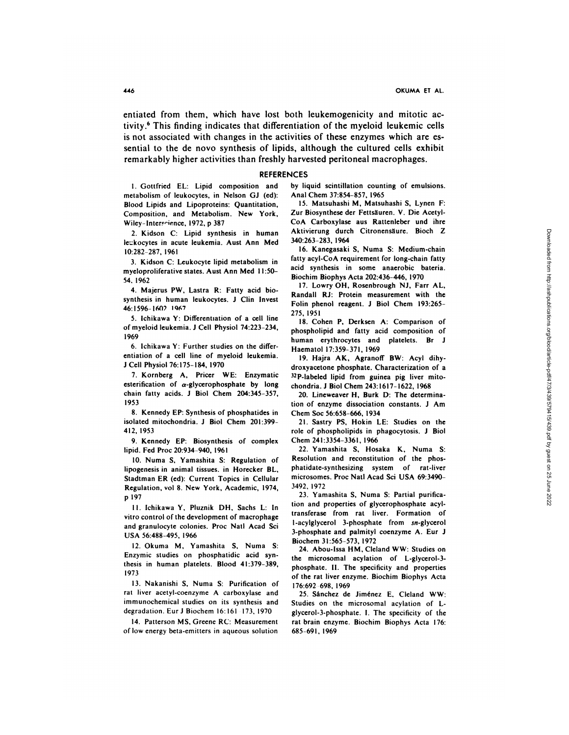entiated from them, which have lost both leukemogenicity and mitotic activity.[6] This finding indicates that differentiation of the myeloid leukemic cells is not associated with changes in the activities of these enzymes which are essential to the de novo synthesis of lipids, although the cultured cells exhibit remarkably higher activities than freshly harvested peritoneal macrophages.

## REFERENCES

1. Gottfried EL: Lipid composition and metabolism of leukocytes, in Nelson GJ (ed): Blood Lipids and Lipoproteins: Quantitation, Composition, and Metabolism. New York, Wiley-Interscience, 1972, p 387

2. Kidson C: Lipid synthesis in human leukocytes in acute leukemia. Aust Ann Med 10:282-287, 1961

3. Kidson C: Leukocyte lipid metabolism in myeloproliferative states. Aust Ann Med 11:50-54, 1962

4. Majerus PW, Lastra R: Fatty acid biosynthesis in human leukocytes. J Clin Invest 46:1596-1602, 1967

5. Ichikawa Y: Differentiation of a cell line of myeloid leukemia. J Cell Physiol 74:223-234, 1969

6. Ichikawa Y: Further studies on the differentiation of a cell line of myeloid leukemia. J Cell Physiol 76:175-184, 1970

7. Kornberg A, Pricer WE: Enzymatic esterification of $\alpha$-glycerophosphate by long chain fatty acids. J Biol Chem 204:345-357, 1953

8. Kennedy EP: Synthesis of phosphatides in isolated mitochondria. J Biol Chem 201:399-412, 1953

9. Kennedy EP: Biosynthesis of complex lipid. Fed Proc 20:934-940, 1961

10. Numa S, Yamashita S: Regulation of lipogenesis in animal tissues, in Horecker BL, Stadtman ER (ed): Current Topics in Cellular Regulation, vol 8. New York, Academic, 1974, p 197

11. Ichikawa Y, Pluznik DH, Sachs L: In vitro control of the development of macrophage and granulocyte colonies. Proc Natl Acad Sci USA 56:488-495, 1966

12. Okuma M, Yamashita S, Numa S: Enzymic studies on phosphatidic acid synthesis in human platelets. Blood 41:379-389, 1973

13. Nakanishi S, Numa S: Purification of rat liver acetyl-coenzyme A carboxylase and immunochemical studies on its synthesis and degradation. Eur J Biochem 16:161-173, 1970

14. Patterson MS, Greene RC: Measurement of low energy beta-emitters in aqueous solution by liquid scintillation counting of emulsions. Anal Chem 37:854-857, 1965

15. Matsuhashi M, Matsuhashi S, Lynen F: Zur Biosynthese der Fettsäuren. V. Die Acetyl-CoA Carboxylase aus Rattenleber und ihre Aktivierung durch Citronensäure. Bioch Z 340:263-283, 1964

16. Kanegasaki S, Numa S: Medium-chain fatty acyl-CoA requirement for long-chain fatty acid synthesis in some anaerobic bateria. Biochim Biophys Acta 202:436-446, 1970

17. Lowry OH, Rosenbrough NJ, Farr AL, Randall RJ: Protein measurement with the Folin phenol reagent. J Biol Chem 193:265-275, 1951

18. Cohen P, Derksen A: Comparison of phospholipid and fatty acid composition of human erythrocytes and platelets. Br J Haematol 17:359-371, 1969

19. Hajra AK, Agranoff BW: Acyl dihydroxyacetone phosphate. Characterization of a $^{32}$P-labeled lipid from guinea pig liver mitochondria. J Biol Chem 243:1617-1622, 1968

20. Lineweaver H, Burk D: The determination of enzyme dissociation constants. J Am Chem Soc 56:658-666, 1934

21. Sastry PS, Hokin LE: Studies on the role of phospholipids in phagocytosis. J Biol Chem 241:3354-3361, 1966

22. Yamashita S, Hosaka K, Numa S: Resolution and reconstitution of the phosphatidate-synthesizing system of rat-liver microsomes. Proc Natl Acad Sci USA 69:3490-3492, 1972

23. Yamashita S, Numa S: Partial purification and properties of glycerophosphate acyltransferase from rat liver. Formation of 1-acylglycerol 3-phosphate from *sn*-glycerol 3-phosphate and palmityl coenzyme A. Eur J Biochem 31:565-573, 1972

24. Abou-Issa HM, Cleland WW: Studies on the microsomal acylation of L-glycerol-3-phosphate. II. The specificity and properties of the rat liver enzyme. Biochim Biophys Acta 176:692-698, 1969

25. Sánchez de Jiménez E, Cleland WW: Studies on the microsomal acylation of L-glycerol-3-phosphate. I. The specificity of the rat brain enzyme. Biochim Biophys Acta 176:685-691, 1969